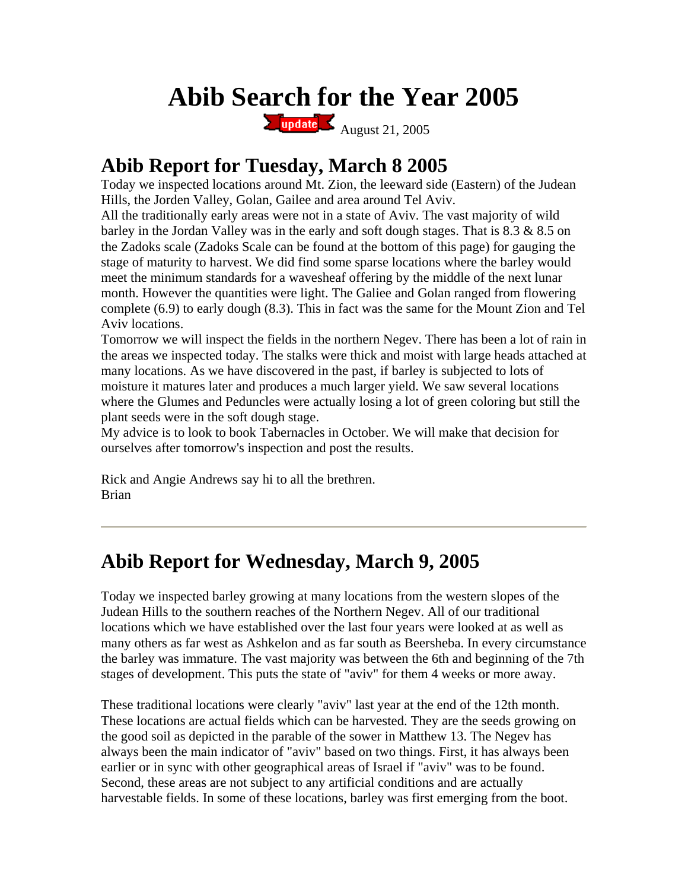# Abib Search for the Year 2005

update August 21, 2005

## Abib Report for Tuesday, March 8 2005

Today we inspected locations around Mt. Zion, the leeward side (Eastern) of the Judean Hills, the Jorden Valley, Golan, Gailee and area around Tel Aviv.
All the traditionally early areas were not in a state of Aviv. The vast majority of wild barley in the Jordan Valley was in the early and soft dough stages. That is 8.3 & 8.5 on the Zadoks scale (Zadoks Scale can be found at the bottom of this page) for gauging the stage of maturity to harvest. We did find some sparse locations where the barley would meet the minimum standards for a wavesheaf offering by the middle of the next lunar month. However the quantities were light. The Galiee and Golan ranged from flowering complete (6.9) to early dough (8.3). This in fact was the same for the Mount Zion and Tel Aviv locations.
Tomorrow we will inspect the fields in the northern Negev. There has been a lot of rain in the areas we inspected today. The stalks were thick and moist with large heads attached at many locations. As we have discovered in the past, if barley is subjected to lots of moisture it matures later and produces a much larger yield. We saw several locations where the Glumes and Peduncles were actually losing a lot of green coloring but still the plant seeds were in the soft dough stage.
My advice is to look to book Tabernacles in October. We will make that decision for ourselves after tomorrow's inspection and post the results.

Rick and Angie Andrews say hi to all the brethren.
Brian

---

## Abib Report for Wednesday, March 9, 2005

Today we inspected barley growing at many locations from the western slopes of the Judean Hills to the southern reaches of the Northern Negev. All of our traditional locations which we have established over the last four years were looked at as well as many others as far west as Ashkelon and as far south as Beersheba. In every circumstance the barley was immature. The vast majority was between the 6th and beginning of the 7th stages of development. This puts the state of "aviv" for them 4 weeks or more away.

These traditional locations were clearly "aviv" last year at the end of the 12th month. These locations are actual fields which can be harvested. They are the seeds growing on the good soil as depicted in the parable of the sower in Matthew 13. The Negev has always been the main indicator of "aviv" based on two things. First, it has always been earlier or in sync with other geographical areas of Israel if "aviv" was to be found. Second, these areas are not subject to any artificial conditions and are actually harvestable fields. In some of these locations, barley was first emerging from the boot.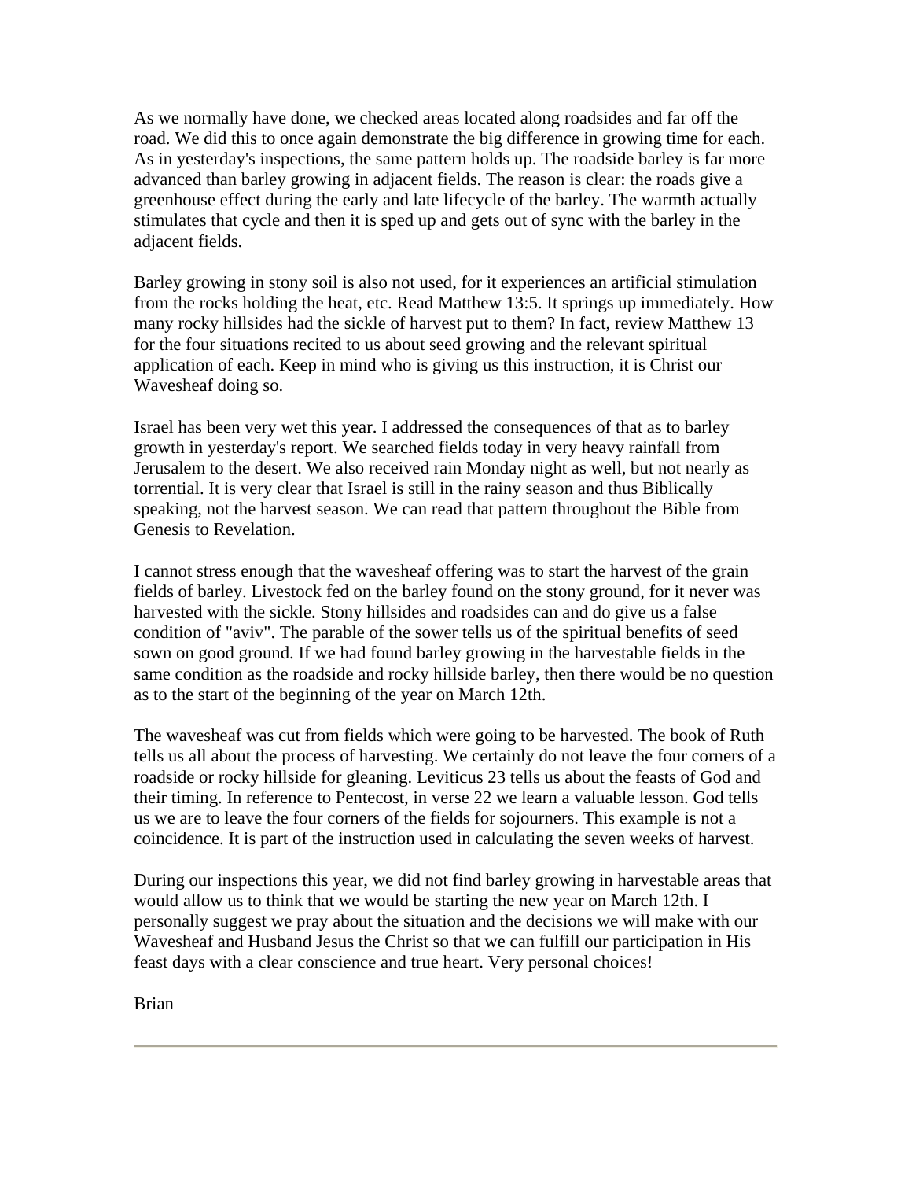As we normally have done, we checked areas located along roadsides and far off the road. We did this to once again demonstrate the big difference in growing time for each. As in yesterday's inspections, the same pattern holds up. The roadside barley is far more advanced than barley growing in adjacent fields. The reason is clear: the roads give a greenhouse effect during the early and late lifecycle of the barley. The warmth actually stimulates that cycle and then it is sped up and gets out of sync with the barley in the adjacent fields.

Barley growing in stony soil is also not used, for it experiences an artificial stimulation from the rocks holding the heat, etc. Read Matthew 13:5. It springs up immediately. How many rocky hillsides had the sickle of harvest put to them? In fact, review Matthew 13 for the four situations recited to us about seed growing and the relevant spiritual application of each. Keep in mind who is giving us this instruction, it is Christ our Wavesheaf doing so.

Israel has been very wet this year. I addressed the consequences of that as to barley growth in yesterday's report. We searched fields today in very heavy rainfall from Jerusalem to the desert. We also received rain Monday night as well, but not nearly as torrential. It is very clear that Israel is still in the rainy season and thus Biblically speaking, not the harvest season. We can read that pattern throughout the Bible from Genesis to Revelation.

I cannot stress enough that the wavesheaf offering was to start the harvest of the grain fields of barley. Livestock fed on the barley found on the stony ground, for it never was harvested with the sickle. Stony hillsides and roadsides can and do give us a false condition of "aviv". The parable of the sower tells us of the spiritual benefits of seed sown on good ground. If we had found barley growing in the harvestable fields in the same condition as the roadside and rocky hillside barley, then there would be no question as to the start of the beginning of the year on March 12th.

The wavesheaf was cut from fields which were going to be harvested. The book of Ruth tells us all about the process of harvesting. We certainly do not leave the four corners of a roadside or rocky hillside for gleaning. Leviticus 23 tells us about the feasts of God and their timing. In reference to Pentecost, in verse 22 we learn a valuable lesson. God tells us we are to leave the four corners of the fields for sojourners. This example is not a coincidence. It is part of the instruction used in calculating the seven weeks of harvest.

During our inspections this year, we did not find barley growing in harvestable areas that would allow us to think that we would be starting the new year on March 12th. I personally suggest we pray about the situation and the decisions we will make with our Wavesheaf and Husband Jesus the Christ so that we can fulfill our participation in His feast days with a clear conscience and true heart. Very personal choices!

Brian

---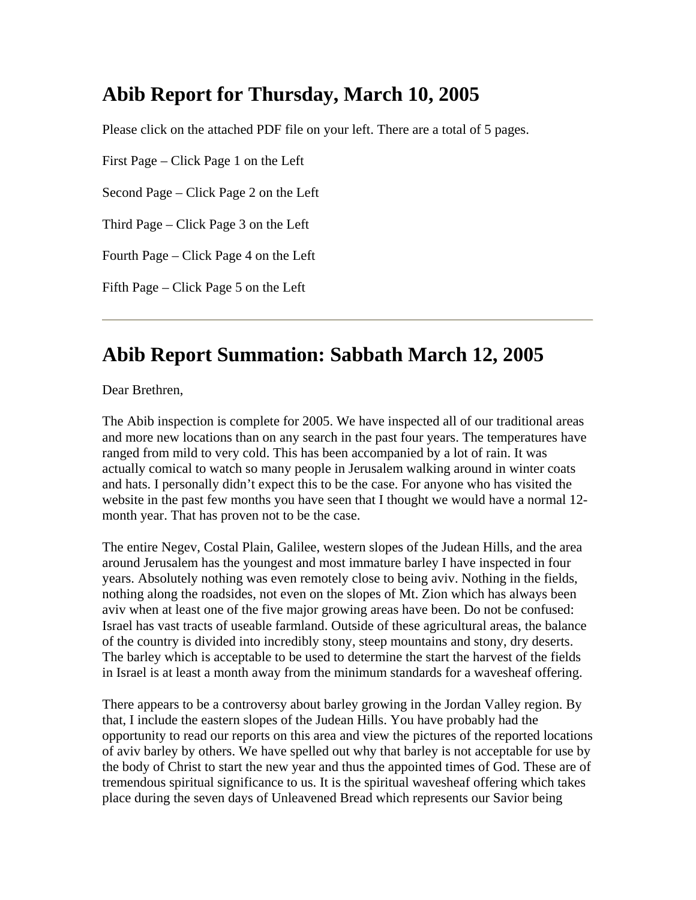## Abib Report for Thursday, March 10, 2005

Please click on the attached PDF file on your left. There are a total of 5 pages.

First Page – Click Page 1 on the Left

Second Page – Click Page 2 on the Left

Third Page – Click Page 3 on the Left

Fourth Page – Click Page 4 on the Left

Fifth Page – Click Page 5 on the Left

---

## Abib Report Summation: Sabbath March 12, 2005

Dear Brethren,

The Abib inspection is complete for 2005. We have inspected all of our traditional areas and more new locations than on any search in the past four years. The temperatures have ranged from mild to very cold. This has been accompanied by a lot of rain. It was actually comical to watch so many people in Jerusalem walking around in winter coats and hats. I personally didn't expect this to be the case. For anyone who has visited the website in the past few months you have seen that I thought we would have a normal 12-month year. That has proven not to be the case.

The entire Negev, Costal Plain, Galilee, western slopes of the Judean Hills, and the area around Jerusalem has the youngest and most immature barley I have inspected in four years. Absolutely nothing was even remotely close to being aviv. Nothing in the fields, nothing along the roadsides, not even on the slopes of Mt. Zion which has always been aviv when at least one of the five major growing areas have been. Do not be confused: Israel has vast tracts of useable farmland. Outside of these agricultural areas, the balance of the country is divided into incredibly stony, steep mountains and stony, dry deserts. The barley which is acceptable to be used to determine the start the harvest of the fields in Israel is at least a month away from the minimum standards for a wavesheaf offering.

There appears to be a controversy about barley growing in the Jordan Valley region. By that, I include the eastern slopes of the Judean Hills. You have probably had the opportunity to read our reports on this area and view the pictures of the reported locations of aviv barley by others. We have spelled out why that barley is not acceptable for use by the body of Christ to start the new year and thus the appointed times of God. These are of tremendous spiritual significance to us. It is the spiritual wavesheaf offering which takes place during the seven days of Unleavened Bread which represents our Savior being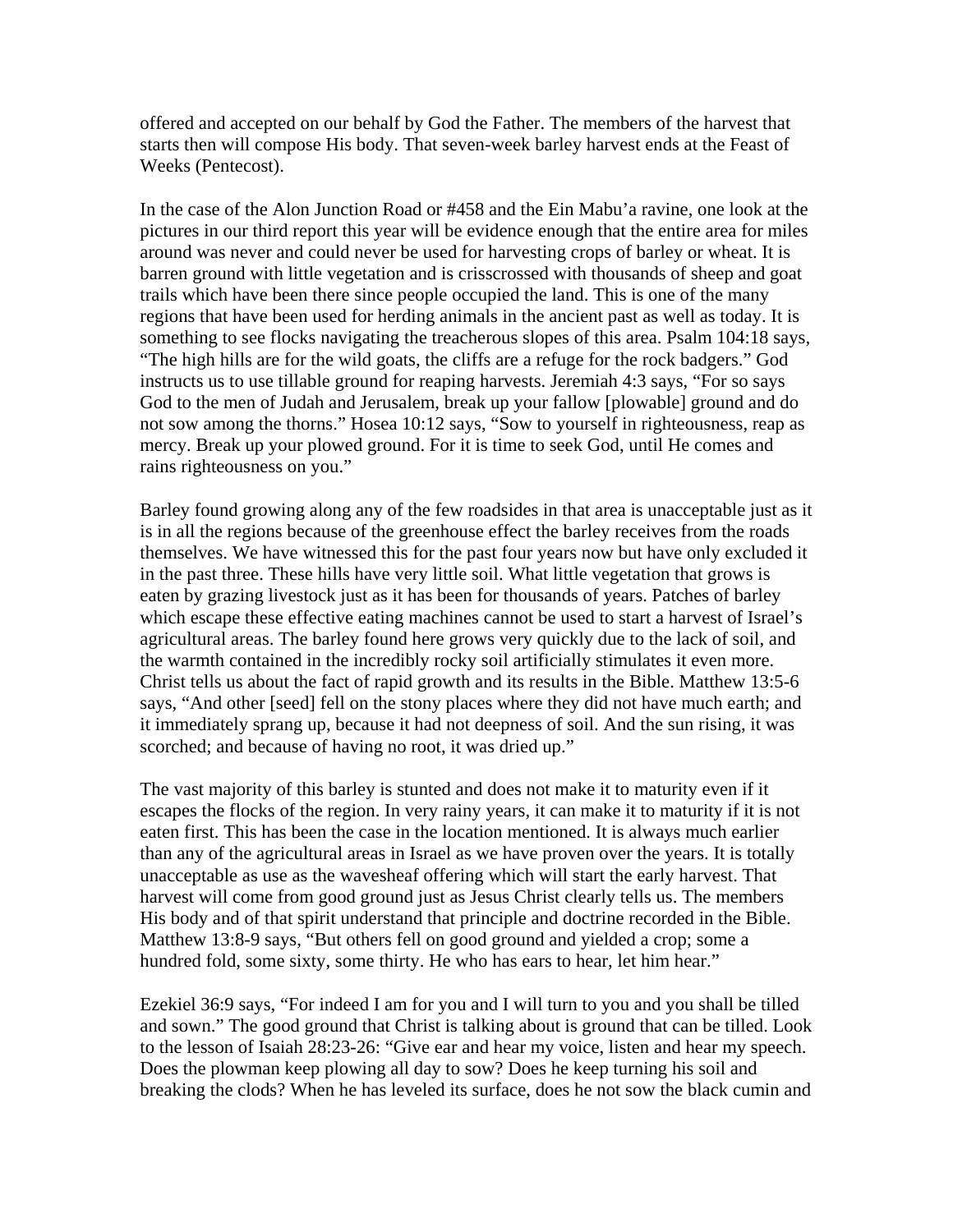offered and accepted on our behalf by God the Father. The members of the harvest that starts then will compose His body. That seven-week barley harvest ends at the Feast of Weeks (Pentecost).

In the case of the Alon Junction Road or #458 and the Ein Mabu'a ravine, one look at the pictures in our third report this year will be evidence enough that the entire area for miles around was never and could never be used for harvesting crops of barley or wheat. It is barren ground with little vegetation and is crisscrossed with thousands of sheep and goat trails which have been there since people occupied the land. This is one of the many regions that have been used for herding animals in the ancient past as well as today. It is something to see flocks navigating the treacherous slopes of this area. Psalm 104:18 says, "The high hills are for the wild goats, the cliffs are a refuge for the rock badgers." God instructs us to use tillable ground for reaping harvests. Jeremiah 4:3 says, "For so says God to the men of Judah and Jerusalem, break up your fallow [plowable] ground and do not sow among the thorns." Hosea 10:12 says, "Sow to yourself in righteousness, reap as mercy. Break up your plowed ground. For it is time to seek God, until He comes and rains righteousness on you."

Barley found growing along any of the few roadsides in that area is unacceptable just as it is in all the regions because of the greenhouse effect the barley receives from the roads themselves. We have witnessed this for the past four years now but have only excluded it in the past three. These hills have very little soil. What little vegetation that grows is eaten by grazing livestock just as it has been for thousands of years. Patches of barley which escape these effective eating machines cannot be used to start a harvest of Israel's agricultural areas. The barley found here grows very quickly due to the lack of soil, and the warmth contained in the incredibly rocky soil artificially stimulates it even more. Christ tells us about the fact of rapid growth and its results in the Bible. Matthew 13:5-6 says, "And other [seed] fell on the stony places where they did not have much earth; and it immediately sprang up, because it had not deepness of soil. And the sun rising, it was scorched; and because of having no root, it was dried up."

The vast majority of this barley is stunted and does not make it to maturity even if it escapes the flocks of the region. In very rainy years, it can make it to maturity if it is not eaten first. This has been the case in the location mentioned. It is always much earlier than any of the agricultural areas in Israel as we have proven over the years. It is totally unacceptable as use as the wavesheaf offering which will start the early harvest. That harvest will come from good ground just as Jesus Christ clearly tells us. The members His body and of that spirit understand that principle and doctrine recorded in the Bible. Matthew 13:8-9 says, "But others fell on good ground and yielded a crop; some a hundred fold, some sixty, some thirty. He who has ears to hear, let him hear."

Ezekiel 36:9 says, "For indeed I am for you and I will turn to you and you shall be tilled and sown." The good ground that Christ is talking about is ground that can be tilled. Look to the lesson of Isaiah 28:23-26: "Give ear and hear my voice, listen and hear my speech. Does the plowman keep plowing all day to sow? Does he keep turning his soil and breaking the clods? When he has leveled its surface, does he not sow the black cumin and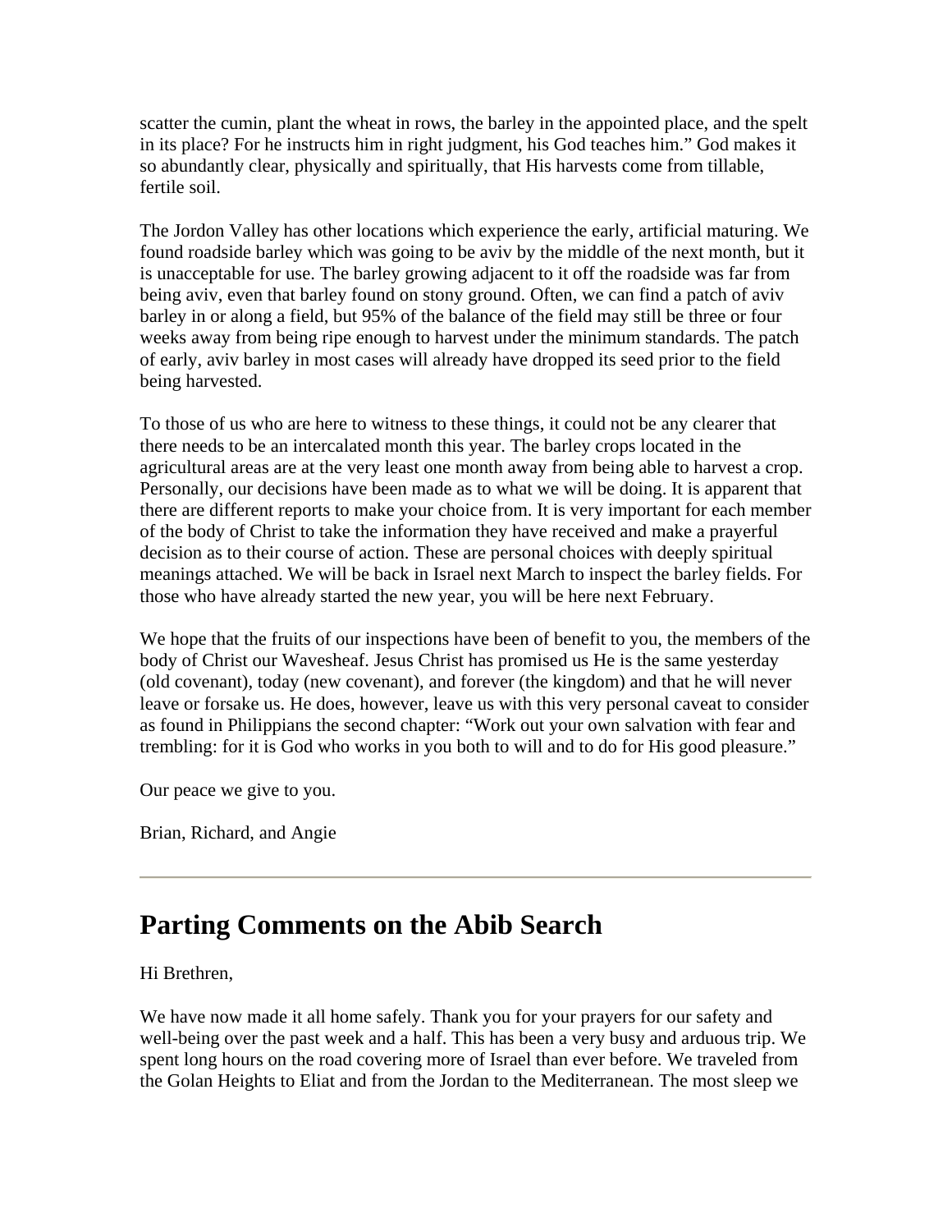scatter the cumin, plant the wheat in rows, the barley in the appointed place, and the spelt in its place? For he instructs him in right judgment, his God teaches him." God makes it so abundantly clear, physically and spiritually, that His harvests come from tillable, fertile soil.

The Jordon Valley has other locations which experience the early, artificial maturing. We found roadside barley which was going to be aviv by the middle of the next month, but it is unacceptable for use. The barley growing adjacent to it off the roadside was far from being aviv, even that barley found on stony ground. Often, we can find a patch of aviv barley in or along a field, but 95% of the balance of the field may still be three or four weeks away from being ripe enough to harvest under the minimum standards. The patch of early, aviv barley in most cases will already have dropped its seed prior to the field being harvested.

To those of us who are here to witness to these things, it could not be any clearer that there needs to be an intercalated month this year. The barley crops located in the agricultural areas are at the very least one month away from being able to harvest a crop. Personally, our decisions have been made as to what we will be doing. It is apparent that there are different reports to make your choice from. It is very important for each member of the body of Christ to take the information they have received and make a prayerful decision as to their course of action. These are personal choices with deeply spiritual meanings attached. We will be back in Israel next March to inspect the barley fields. For those who have already started the new year, you will be here next February.

We hope that the fruits of our inspections have been of benefit to you, the members of the body of Christ our Wavesheaf. Jesus Christ has promised us He is the same yesterday (old covenant), today (new covenant), and forever (the kingdom) and that he will never leave or forsake us. He does, however, leave us with this very personal caveat to consider as found in Philippians the second chapter: "Work out your own salvation with fear and trembling: for it is God who works in you both to will and to do for His good pleasure."

Our peace we give to you.

Brian, Richard, and Angie

---

# Parting Comments on the Abib Search

Hi Brethren,

We have now made it all home safely. Thank you for your prayers for our safety and well-being over the past week and a half. This has been a very busy and arduous trip. We spent long hours on the road covering more of Israel than ever before. We traveled from the Golan Heights to Eliat and from the Jordan to the Mediterranean. The most sleep we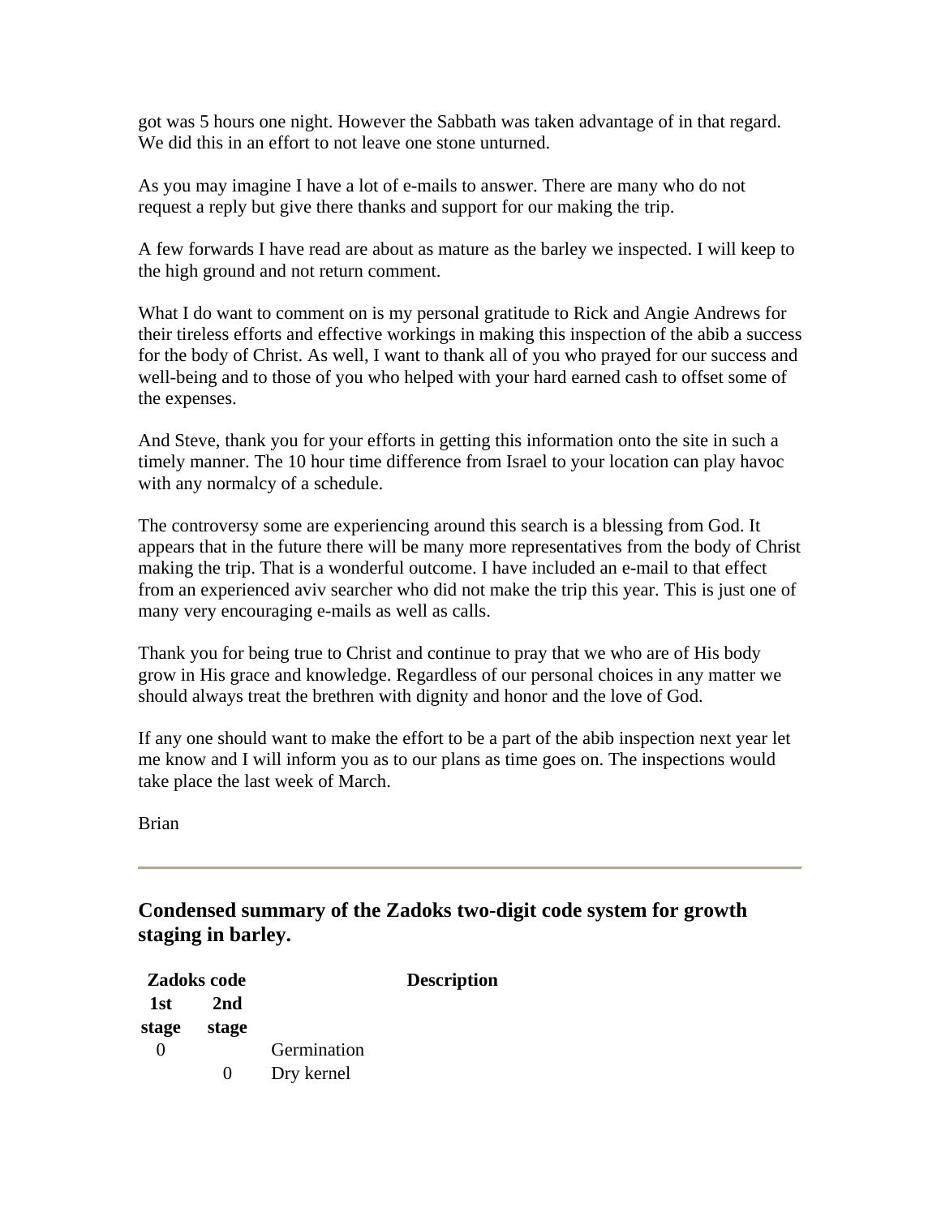got was 5 hours one night. However the Sabbath was taken advantage of in that regard. We did this in an effort to not leave one stone unturned.

As you may imagine I have a lot of e-mails to answer. There are many who do not request a reply but give there thanks and support for our making the trip.

A few forwards I have read are about as mature as the barley we inspected. I will keep to the high ground and not return comment.

What I do want to comment on is my personal gratitude to Rick and Angie Andrews for their tireless efforts and effective workings in making this inspection of the abib a success for the body of Christ. As well, I want to thank all of you who prayed for our success and well-being and to those of you who helped with your hard earned cash to offset some of the expenses.

And Steve, thank you for your efforts in getting this information onto the site in such a timely manner. The 10 hour time difference from Israel to your location can play havoc with any normalcy of a schedule.

The controversy some are experiencing around this search is a blessing from God. It appears that in the future there will be many more representatives from the body of Christ making the trip. That is a wonderful outcome. I have included an e-mail to that effect from an experienced aviv searcher who did not make the trip this year. This is just one of many very encouraging e-mails as well as calls.

Thank you for being true to Christ and continue to pray that we who are of His body grow in His grace and knowledge. Regardless of our personal choices in any matter we should always treat the brethren with dignity and honor and the love of God.

If any one should want to make the effort to be a part of the abib inspection next year let me know and I will inform you as to our plans as time goes on. The inspections would take place the last week of March.

Brian

---

### Condensed summary of the Zadoks two-digit code system for growth staging in barley.

| Zadoks code | | Description |
|---|---|---|
| 1st stage | 2nd stage | |
| 0 | | Germination |
| | 0 | Dry kernel |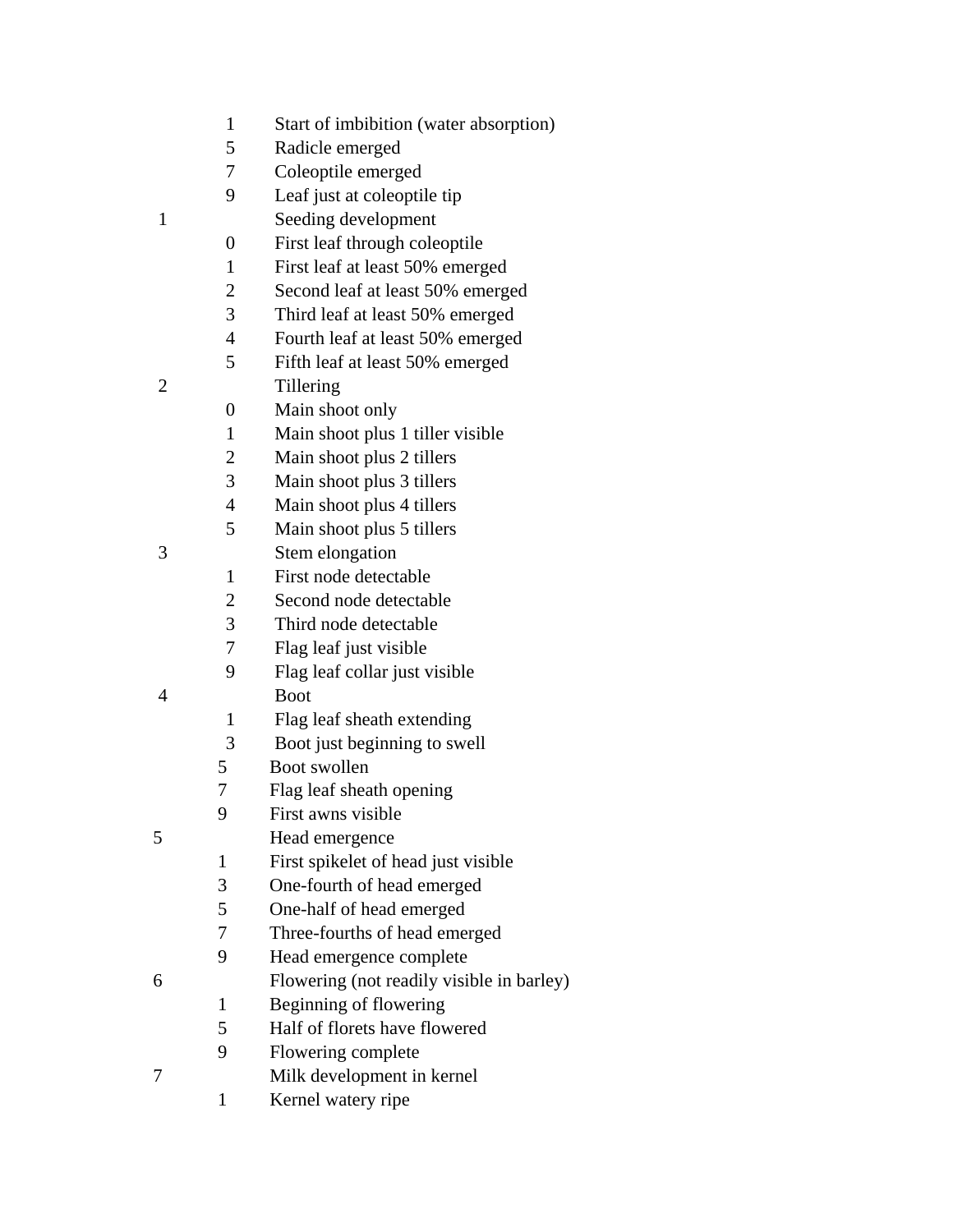| | | |
|---|---|---|
| | 1 | Start of imbibition (water absorption) |
| | 5 | Radicle emerged |
| | 7 | Coleoptile emerged |
| | 9 | Leaf just at coleoptile tip |
| 1 | | Seeding development |
| | 0 | First leaf through coleoptile |
| | 1 | First leaf at least 50% emerged |
| | 2 | Second leaf at least 50% emerged |
| | 3 | Third leaf at least 50% emerged |
| | 4 | Fourth leaf at least 50% emerged |
| | 5 | Fifth leaf at least 50% emerged |
| 2 | | Tillering |
| | 0 | Main shoot only |
| | 1 | Main shoot plus 1 tiller visible |
| | 2 | Main shoot plus 2 tillers |
| | 3 | Main shoot plus 3 tillers |
| | 4 | Main shoot plus 4 tillers |
| | 5 | Main shoot plus 5 tillers |
| 3 | | Stem elongation |
| | 1 | First node detectable |
| | 2 | Second node detectable |
| | 3 | Third node detectable |
| | 7 | Flag leaf just visible |
| | 9 | Flag leaf collar just visible |
| 4 | | Boot |
| | 1 | Flag leaf sheath extending |
| | 3 | Boot just beginning to swell |
| | 5 | Boot swollen |
| | 7 | Flag leaf sheath opening |
| | 9 | First awns visible |
| 5 | | Head emergence |
| | 1 | First spikelet of head just visible |
| | 3 | One-fourth of head emerged |
| | 5 | One-half of head emerged |
| | 7 | Three-fourths of head emerged |
| | 9 | Head emergence complete |
| 6 | | Flowering (not readily visible in barley) |
| | 1 | Beginning of flowering |
| | 5 | Half of florets have flowered |
| | 9 | Flowering complete |
| 7 | | Milk development in kernel |
| | 1 | Kernel watery ripe |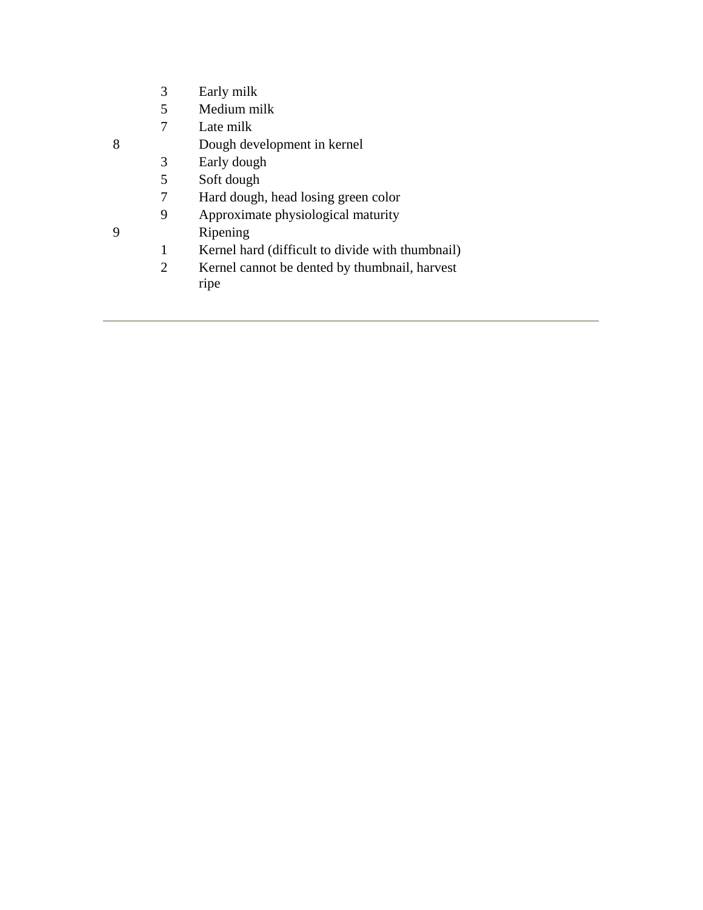| | | |
|---|---|---|
| | 3 | Early milk |
| | 5 | Medium milk |
| | 7 | Late milk |
| 8 | | Dough development in kernel |
| | 3 | Early dough |
| | 5 | Soft dough |
| | 7 | Hard dough, head losing green color |
| | 9 | Approximate physiological maturity |
| 9 | | Ripening |
| | 1 | Kernel hard (difficult to divide with thumbnail) |
| | 2 | Kernel cannot be dented by thumbnail, harvest ripe |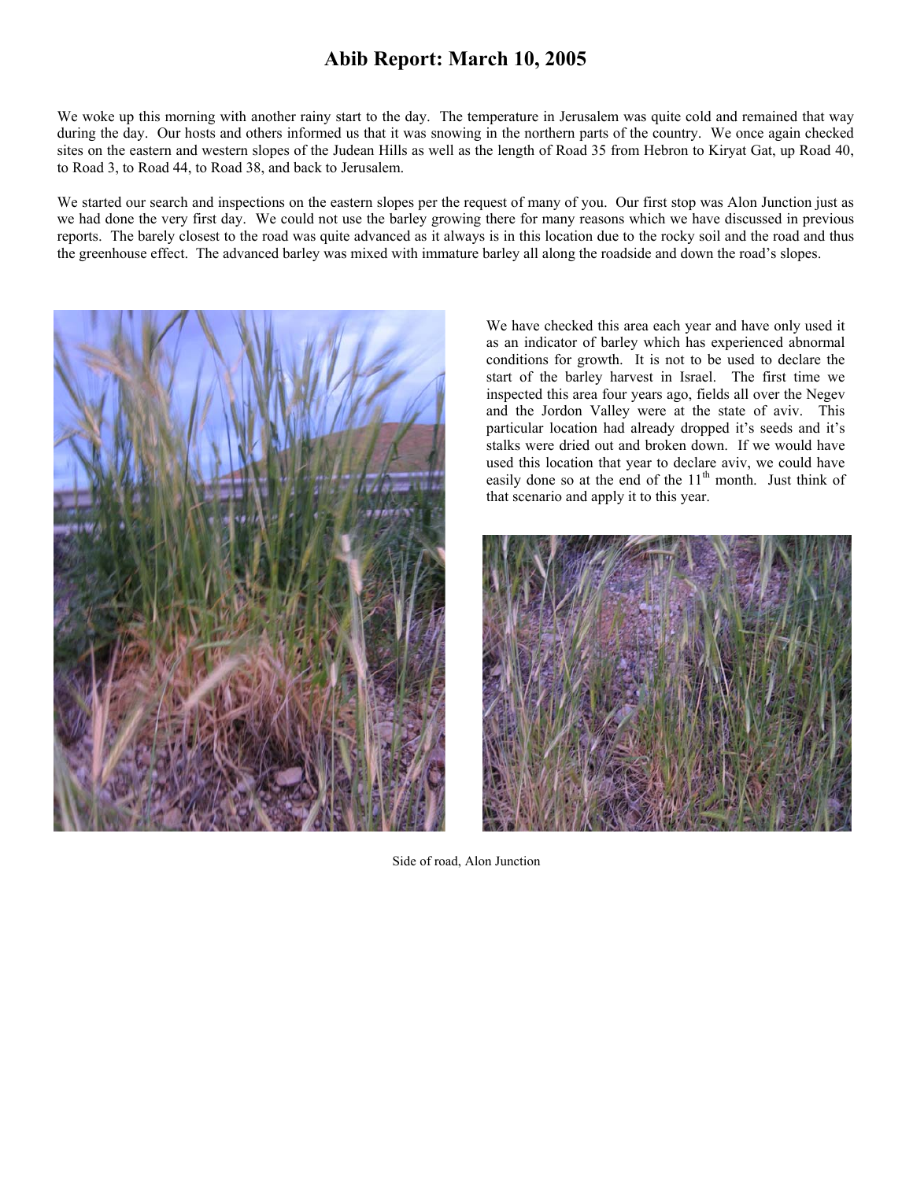# Abib Report: March 10, 2005

We woke up this morning with another rainy start to the day. The temperature in Jerusalem was quite cold and remained that way during the day. Our hosts and others informed us that it was snowing in the northern parts of the country. We once again checked sites on the eastern and western slopes of the Judean Hills as well as the length of Road 35 from Hebron to Kiryat Gat, up Road 40, to Road 3, to Road 44, to Road 38, and back to Jerusalem.

We started our search and inspections on the eastern slopes per the request of many of you. Our first stop was Alon Junction just as we had done the very first day. We could not use the barley growing there for many reasons which we have discussed in previous reports. The barely closest to the road was quite advanced as it always is in this location due to the rocky soil and the road and thus the greenhouse effect. The advanced barley was mixed with immature barley all along the roadside and down the road's slopes.

We have checked this area each year and have only used it as an indicator of barley which has experienced abnormal conditions for growth. It is not to be used to declare the start of the barley harvest in Israel. The first time we inspected this area four years ago, fields all over the Negev and the Jordon Valley were at the state of aviv. This particular location had already dropped it's seeds and it's stalks were dried out and broken down. If we would have used this location that year to declare aviv, we could have easily done so at the end of the 11th month. Just think of that scenario and apply it to this year.

Side of road, Alon Junction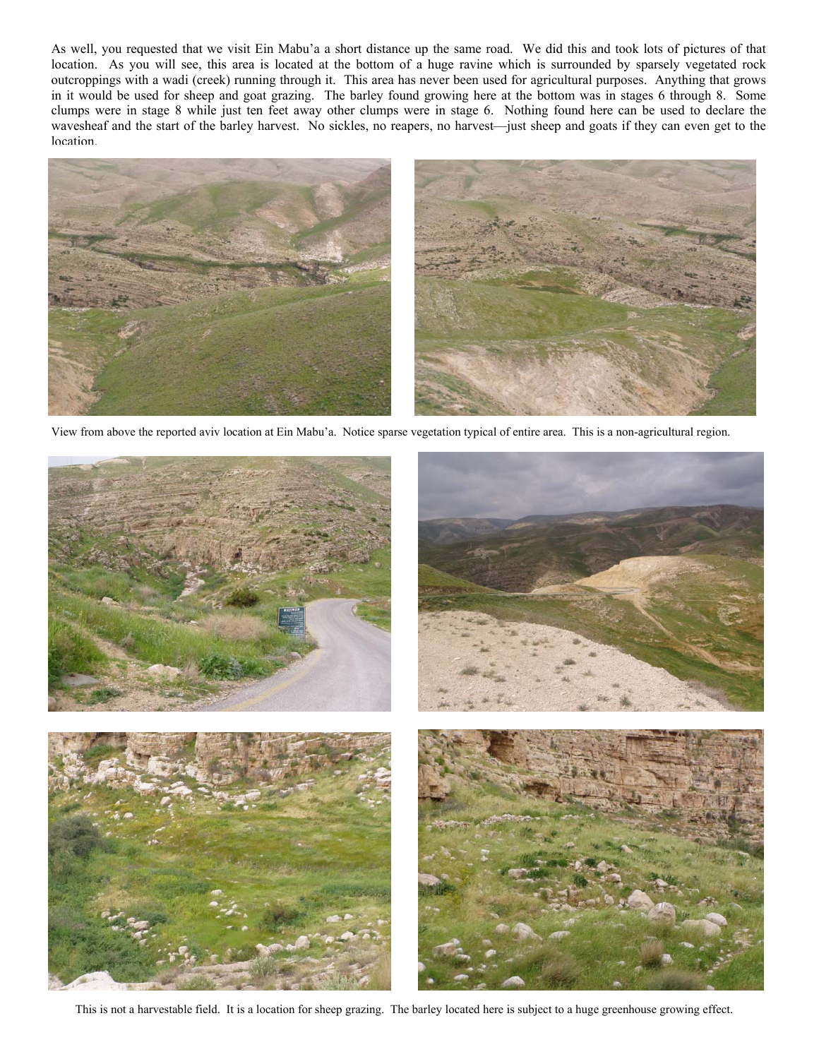As well, you requested that we visit Ein Mabu'a a short distance up the same road. We did this and took lots of pictures of that location. As you will see, this area is located at the bottom of a huge ravine which is surrounded by sparsely vegetated rock outcroppings with a wadi (creek) running through it. This area has never been used for agricultural purposes. Anything that grows in it would be used for sheep and goat grazing. The barley found growing here at the bottom was in stages 6 through 8. Some clumps were in stage 8 while just ten feet away other clumps were in stage 6. Nothing found here can be used to declare the wavesheaf and the start of the barley harvest. No sickles, no reapers, no harvest—just sheep and goats if they can even get to the location.

View from above the reported aviv location at Ein Mabu'a. Notice sparse vegetation typical of entire area. This is a non-agricultural region.

This is not a harvestable field. It is a location for sheep grazing. The barley located here is subject to a huge greenhouse growing effect.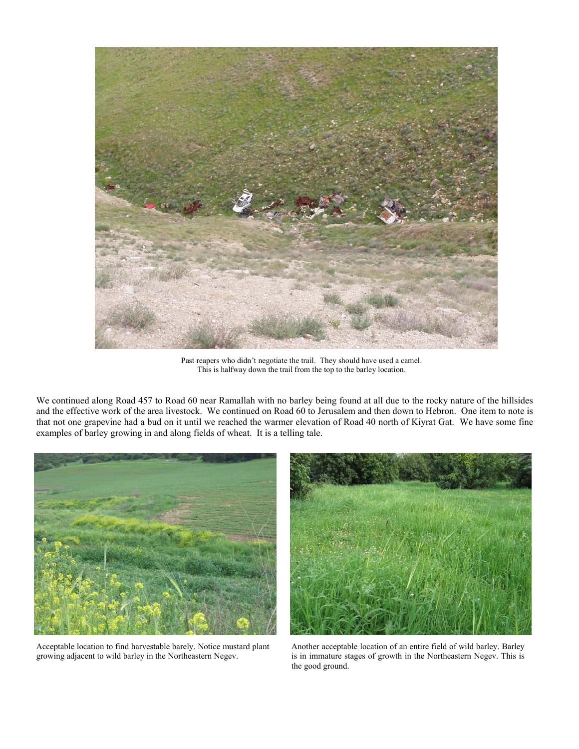Past reapers who didn't negotiate the trail. They should have used a camel.
This is halfway down the trail from the top to the barley location.

We continued along Road 457 to Road 60 near Ramallah with no barley being found at all due to the rocky nature of the hillsides and the effective work of the area livestock. We continued on Road 60 to Jerusalem and then down to Hebron. One item to note is that not one grapevine had a bud on it until we reached the warmer elevation of Road 40 north of Kiyrat Gat. We have some fine examples of barley growing in and along fields of wheat. It is a telling tale.

Acceptable location to find harvestable barely. Notice mustard plant growing adjacent to wild barley in the Northeastern Negev.

Another acceptable location of an entire field of wild barley. Barley is in immature stages of growth in the Northeastern Negev. This is the good ground.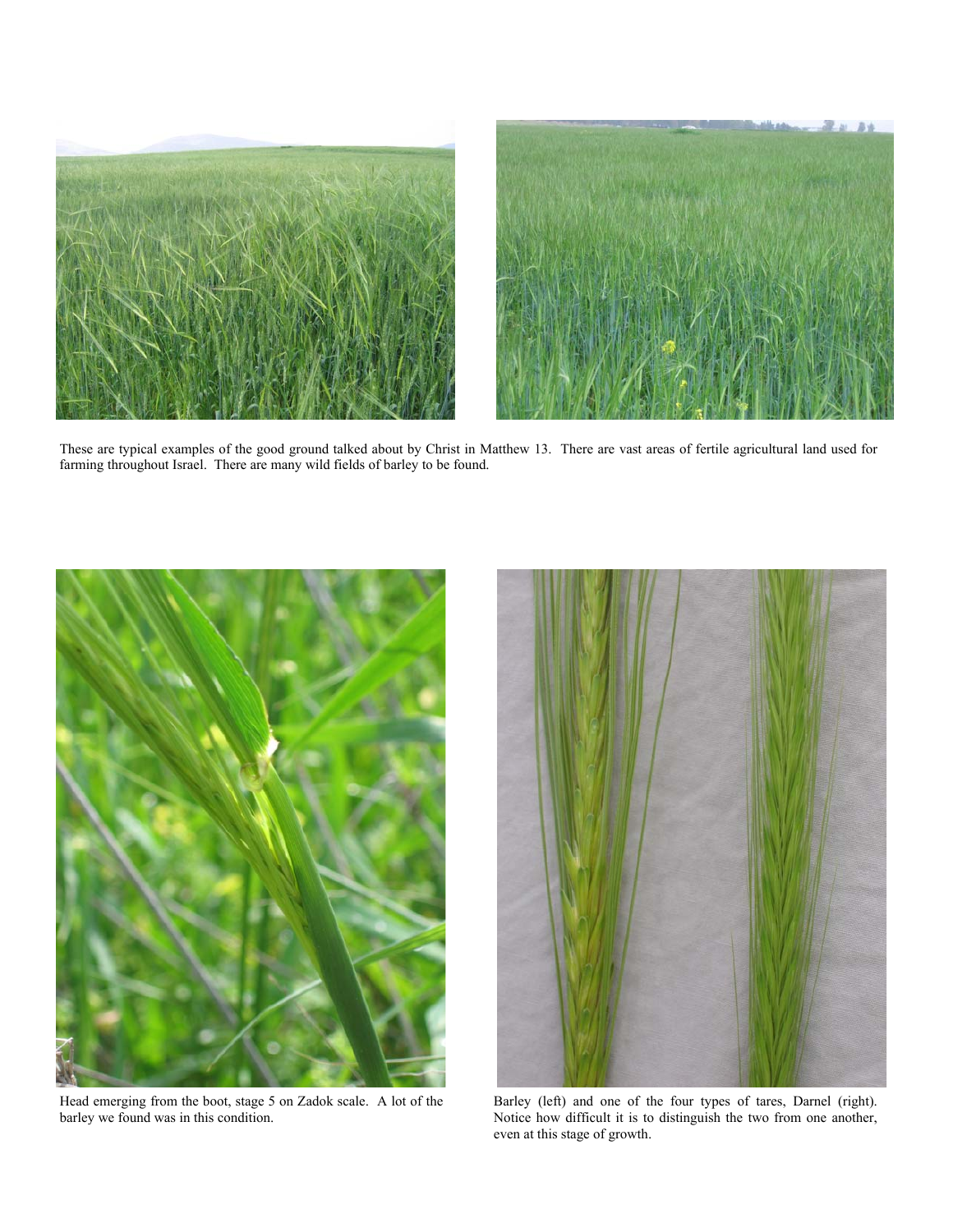These are typical examples of the good ground talked about by Christ in Matthew 13. There are vast areas of fertile agricultural land used for farming throughout Israel. There are many wild fields of barley to be found.

Head emerging from the boot, stage 5 on Zadok scale. A lot of the barley we found was in this condition.

Barley (left) and one of the four types of tares, Darnel (right). Notice how difficult it is to distinguish the two from one another, even at this stage of growth.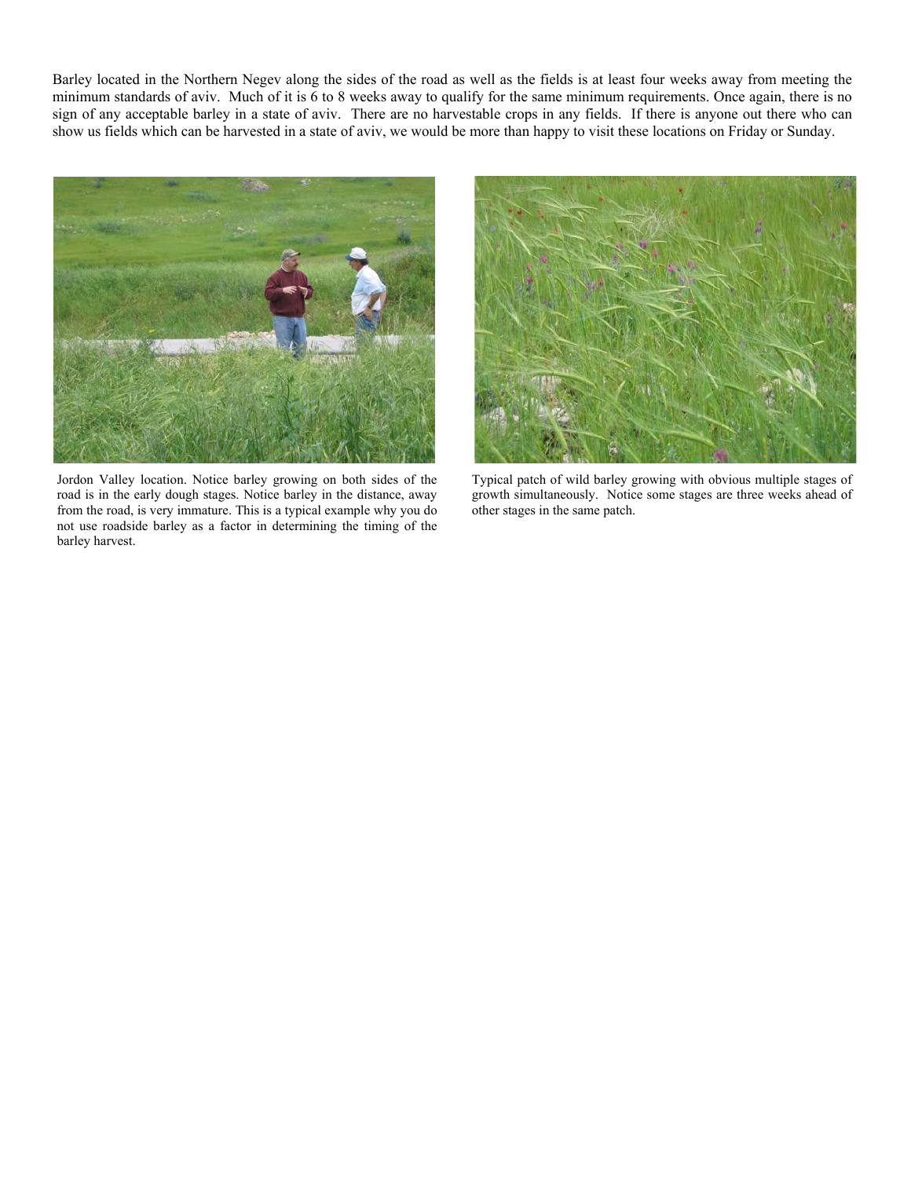Barley located in the Northern Negev along the sides of the road as well as the fields is at least four weeks away from meeting the minimum standards of aviv. Much of it is 6 to 8 weeks away to qualify for the same minimum requirements. Once again, there is no sign of any acceptable barley in a state of aviv. There are no harvestable crops in any fields. If there is anyone out there who can show us fields which can be harvested in a state of aviv, we would be more than happy to visit these locations on Friday or Sunday.

Jordon Valley location. Notice barley growing on both sides of the road is in the early dough stages. Notice barley in the distance, away from the road, is very immature. This is a typical example why you do not use roadside barley as a factor in determining the timing of the barley harvest.

Typical patch of wild barley growing with obvious multiple stages of growth simultaneously. Notice some stages are three weeks ahead of other stages in the same patch.